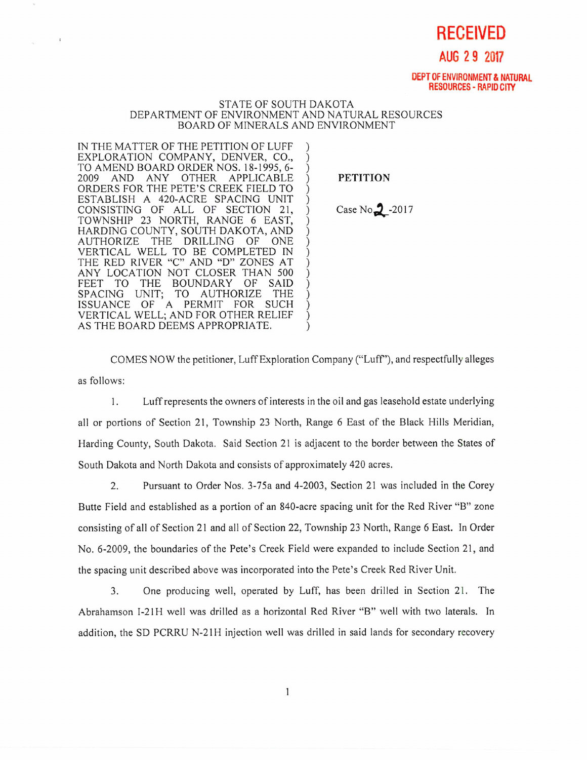**RECEIVED**

**AUG 29 2017**

**DEPT OF ENVIRONMENT & NATURAL RESOURCES - RAPID CITY**

STATE OF SOUTH DAKOTA
DEPARTMENT OF ENVIRONMENT AND NATURAL RESOURCES
BOARD OF MINERALS AND ENVIRONMENT

| | |
|---|---|
| IN THE MATTER OF THE PETITION OF LUFF EXPLORATION COMPANY, DENVER, CO., TO AMEND BOARD ORDER NOS. 18-1995, 6-2009 AND ANY OTHER APPLICABLE ORDERS FOR THE PETE'S CREEK FIELD TO ESTABLISH A 420-ACRE SPACING UNIT CONSISTING OF ALL OF SECTION 21, TOWNSHIP 23 NORTH, RANGE 6 EAST, HARDING COUNTY, SOUTH DAKOTA, AND AUTHORIZE THE DRILLING OF ONE VERTICAL WELL TO BE COMPLETED IN THE RED RIVER "C" AND "D" ZONES AT ANY LOCATION NOT CLOSER THAN 500 FEET TO THE BOUNDARY OF SAID SPACING UNIT; TO AUTHORIZE THE ISSUANCE OF A PERMIT FOR SUCH VERTICAL WELL; AND FOR OTHER RELIEF AS THE BOARD DEEMS APPROPRIATE. | **PETITION**<br><br>Case No 2-2017 |

COMES NOW the petitioner, Luff Exploration Company ("Luff"), and respectfully alleges as follows:

1. Luff represents the owners of interests in the oil and gas leasehold estate underlying all or portions of Section 21, Township 23 North, Range 6 East of the Black Hills Meridian, Harding County, South Dakota. Said Section 21 is adjacent to the border between the States of South Dakota and North Dakota and consists of approximately 420 acres.

2. Pursuant to Order Nos. 3-75a and 4-2003, Section 21 was included in the Corey Butte Field and established as a portion of an 840-acre spacing unit for the Red River "B" zone consisting of all of Section 21 and all of Section 22, Township 23 North, Range 6 East. In Order No. 6-2009, the boundaries of the Pete's Creek Field were expanded to include Section 21, and the spacing unit described above was incorporated into the Pete's Creek Red River Unit.

3. One producing well, operated by Luff, has been drilled in Section 21. The Abrahamson I-21H well was drilled as a horizontal Red River "B" well with two laterals. In addition, the SD PCRRU N-21H injection well was drilled in said lands for secondary recovery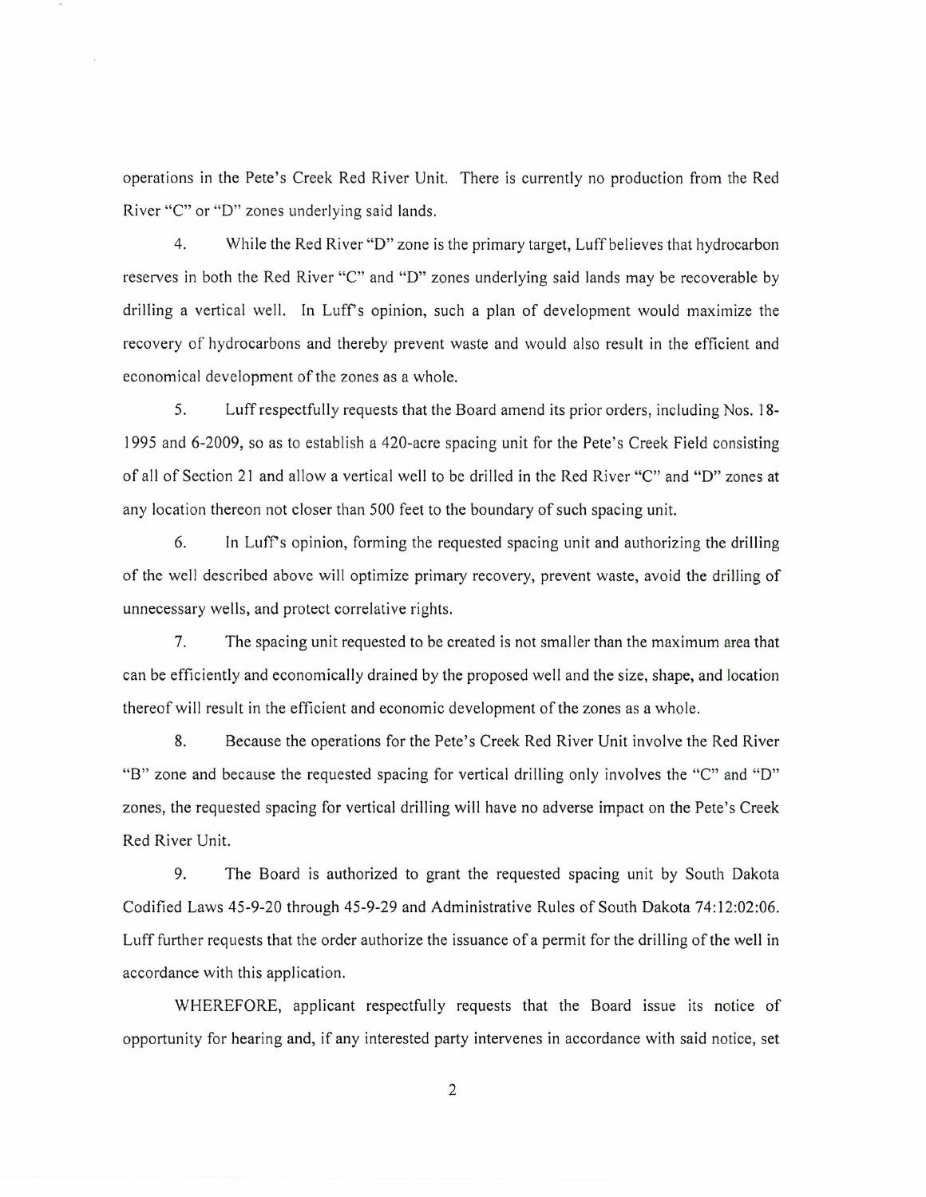operations in the Pete's Creek Red River Unit. There is currently no production from the Red River "C" or "D" zones underlying said lands.

4. While the Red River "D" zone is the primary target, Luff believes that hydrocarbon reserves in both the Red River "C" and "D" zones underlying said lands may be recoverable by drilling a vertical well. In Luff's opinion, such a plan of development would maximize the recovery of hydrocarbons and thereby prevent waste and would also result in the efficient and economical development of the zones as a whole.

5. Luff respectfully requests that the Board amend its prior orders, including Nos. 18-1995 and 6-2009, so as to establish a 420-acre spacing unit for the Pete's Creek Field consisting of all of Section 21 and allow a vertical well to be drilled in the Red River "C" and "D" zones at any location thereon not closer than 500 feet to the boundary of such spacing unit.

6. In Luff's opinion, forming the requested spacing unit and authorizing the drilling of the well described above will optimize primary recovery, prevent waste, avoid the drilling of unnecessary wells, and protect correlative rights.

7. The spacing unit requested to be created is not smaller than the maximum area that can be efficiently and economically drained by the proposed well and the size, shape, and location thereof will result in the efficient and economic development of the zones as a whole.

8. Because the operations for the Pete's Creek Red River Unit involve the Red River "B" zone and because the requested spacing for vertical drilling only involves the "C" and "D" zones, the requested spacing for vertical drilling will have no adverse impact on the Pete's Creek Red River Unit.

9. The Board is authorized to grant the requested spacing unit by South Dakota Codified Laws 45-9-20 through 45-9-29 and Administrative Rules of South Dakota 74:12:02:06. Luff further requests that the order authorize the issuance of a permit for the drilling of the well in accordance with this application.

WHEREFORE, applicant respectfully requests that the Board issue its notice of opportunity for hearing and, if any interested party intervenes in accordance with said notice, set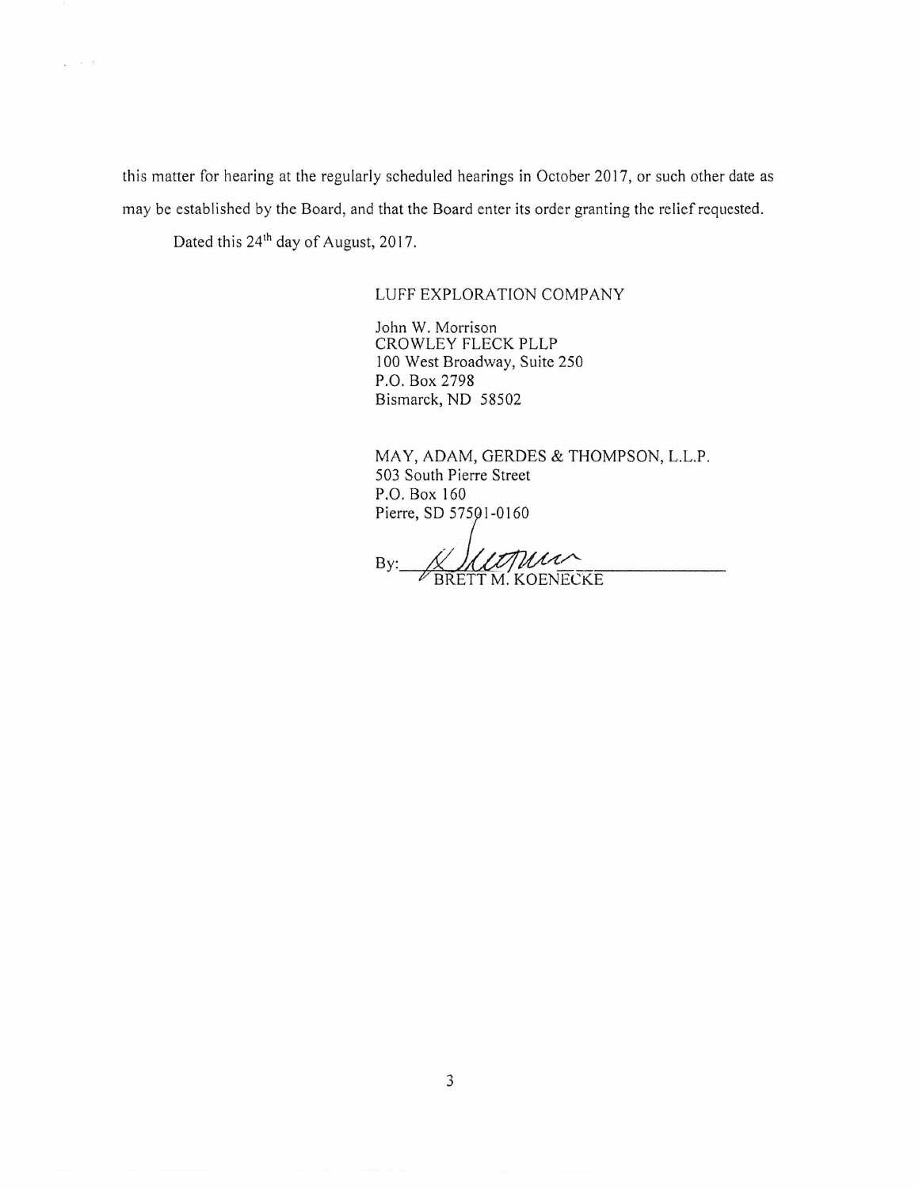this matter for hearing at the regularly scheduled hearings in October 2017, or such other date as may be established by the Board, and that the Board enter its order granting the relief requested.

Dated this 24th day of August, 2017.

LUFF EXPLORATION COMPANY

John W. Morrison
CROWLEY FLECK PLLP
100 West Broadway, Suite 250
P.O. Box 2798
Bismarck, ND 58502

MAY, ADAM, GERDES & THOMPSON, L.L.P.
503 South Pierre Street
P.O. Box 160
Pierre, SD 57501-0160

By: ______________________
BRETT M. KOENECKE